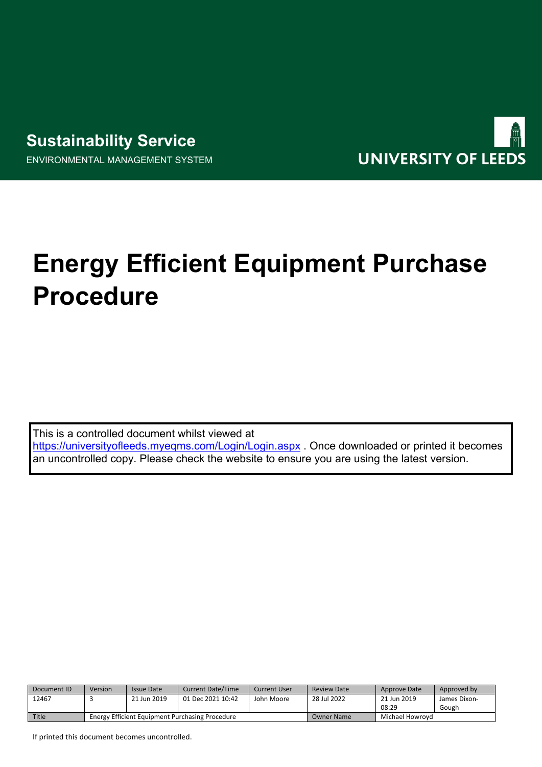**Sustainability Service**

ENVIRONMENTAL MANAGEMENT SYSTEM

UNIVERSITY OF LEEDS

# Energy Efficient Equipment Purchase Procedure

This is a controlled document whilst viewed at https://universityofleeds.myeqms.com/Login/Login.aspx . Once downloaded or printed it becomes an uncontrolled copy. Please check the website to ensure you are using the latest version.

| Document ID | Version | Issue Date | Current Date/Time | Current User | Review Date | Approve Date | Approved by |
|---|---|---|---|---|---|---|---|
| 12467 | 3 | 21 Jun 2019 | 01 Dec 2021 10:42 | John Moore | 28 Jul 2022 | 21 Jun 2019 08:29 | James Dixon-Gough |
| Title | Energy Efficient Equipment Purchasing Procedure | | | | Owner Name | Michael Howroyd | |

If printed this document becomes uncontrolled.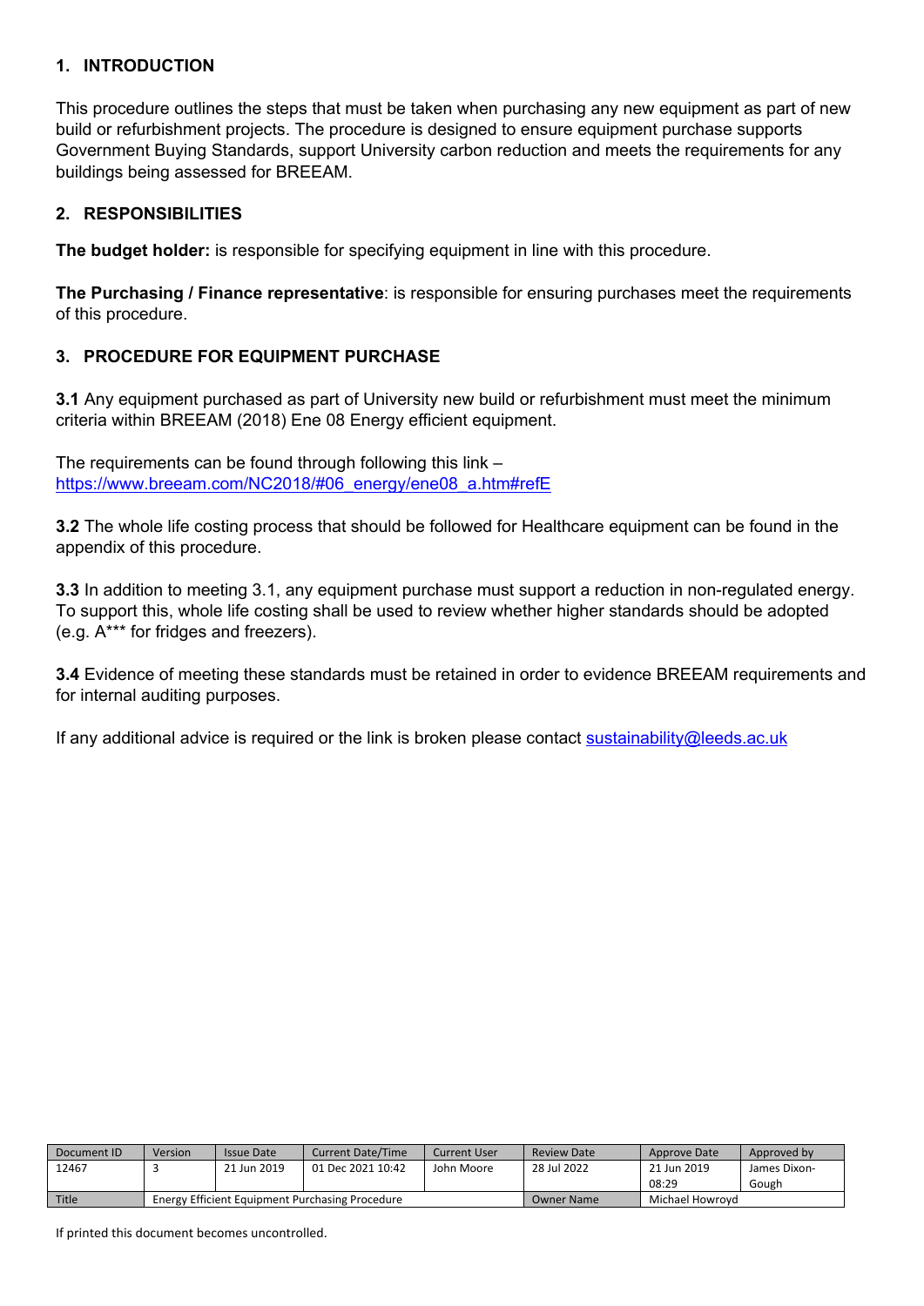## 1. INTRODUCTION

This procedure outlines the steps that must be taken when purchasing any new equipment as part of new build or refurbishment projects. The procedure is designed to ensure equipment purchase supports Government Buying Standards, support University carbon reduction and meets the requirements for any buildings being assessed for BREEAM.

## 2. RESPONSIBILITIES

**The budget holder:** is responsible for specifying equipment in line with this procedure.

**The Purchasing / Finance representative**: is responsible for ensuring purchases meet the requirements of this procedure.

## 3. PROCEDURE FOR EQUIPMENT PURCHASE

**3.1** Any equipment purchased as part of University new build or refurbishment must meet the minimum criteria within BREEAM (2018) Ene 08 Energy efficient equipment.

The requirements can be found through following this link – https://www.breeam.com/NC2018/#06_energy/ene08_a.htm#refE

**3.2** The whole life costing process that should be followed for Healthcare equipment can be found in the appendix of this procedure.

**3.3** In addition to meeting 3.1, any equipment purchase must support a reduction in non-regulated energy. To support this, whole life costing shall be used to review whether higher standards should be adopted (e.g. A*** for fridges and freezers).

**3.4** Evidence of meeting these standards must be retained in order to evidence BREEAM requirements and for internal auditing purposes.

If any additional advice is required or the link is broken please contact sustainability@leeds.ac.uk

| Document ID | Version | Issue Date | Current Date/Time | Current User | Review Date | Approve Date | Approved by |
|---|---|---|---|---|---|---|---|
| 12467 | 3 | 21 Jun 2019 | 01 Dec 2021 10:42 | John Moore | 28 Jul 2022 | 21 Jun 2019 08:29 | James Dixon-Gough |
| Title | Energy Efficient Equipment Purchasing Procedure | | | | Owner Name | Michael Howroyd | |

If printed this document becomes uncontrolled.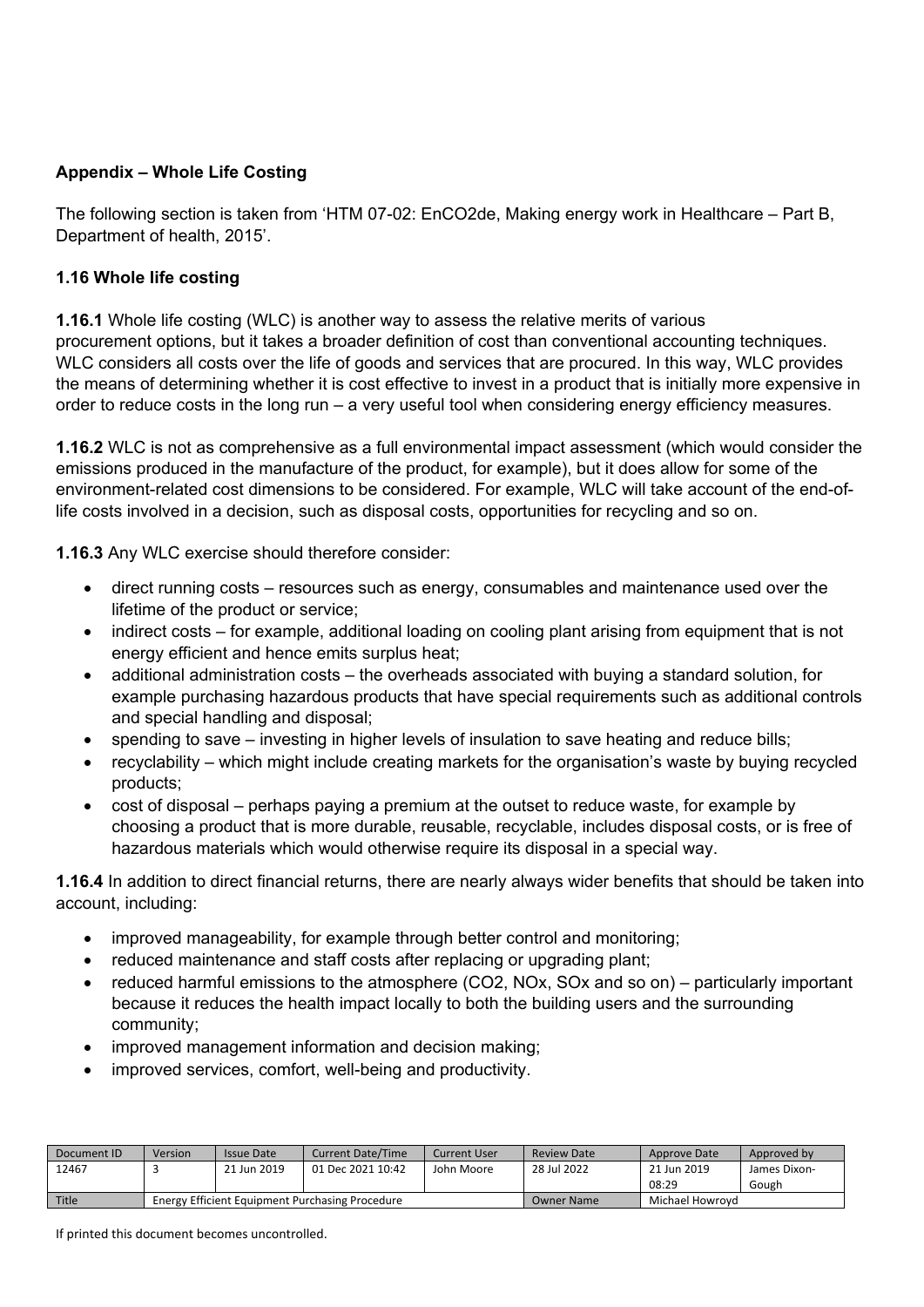**Appendix – Whole Life Costing**

The following section is taken from 'HTM 07-02: EnCO2de, Making energy work in Healthcare – Part B, Department of health, 2015'.

**1.16 Whole life costing**

**1.16.1** Whole life costing (WLC) is another way to assess the relative merits of various procurement options, but it takes a broader definition of cost than conventional accounting techniques. WLC considers all costs over the life of goods and services that are procured. In this way, WLC provides the means of determining whether it is cost effective to invest in a product that is initially more expensive in order to reduce costs in the long run – a very useful tool when considering energy efficiency measures.

**1.16.2** WLC is not as comprehensive as a full environmental impact assessment (which would consider the emissions produced in the manufacture of the product, for example), but it does allow for some of the environment-related cost dimensions to be considered. For example, WLC will take account of the end-of-life costs involved in a decision, such as disposal costs, opportunities for recycling and so on.

**1.16.3** Any WLC exercise should therefore consider:

- direct running costs – resources such as energy, consumables and maintenance used over the lifetime of the product or service;
- indirect costs – for example, additional loading on cooling plant arising from equipment that is not energy efficient and hence emits surplus heat;
- additional administration costs – the overheads associated with buying a standard solution, for example purchasing hazardous products that have special requirements such as additional controls and special handling and disposal;
- spending to save – investing in higher levels of insulation to save heating and reduce bills;
- recyclability – which might include creating markets for the organisation's waste by buying recycled products;
- cost of disposal – perhaps paying a premium at the outset to reduce waste, for example by choosing a product that is more durable, reusable, recyclable, includes disposal costs, or is free of hazardous materials which would otherwise require its disposal in a special way.

**1.16.4** In addition to direct financial returns, there are nearly always wider benefits that should be taken into account, including:

- improved manageability, for example through better control and monitoring;
- reduced maintenance and staff costs after replacing or upgrading plant;
- reduced harmful emissions to the atmosphere ($CO_2$, $NO_x$, $SO_x$ and so on) – particularly important because it reduces the health impact locally to both the building users and the surrounding community;
- improved management information and decision making;
- improved services, comfort, well-being and productivity.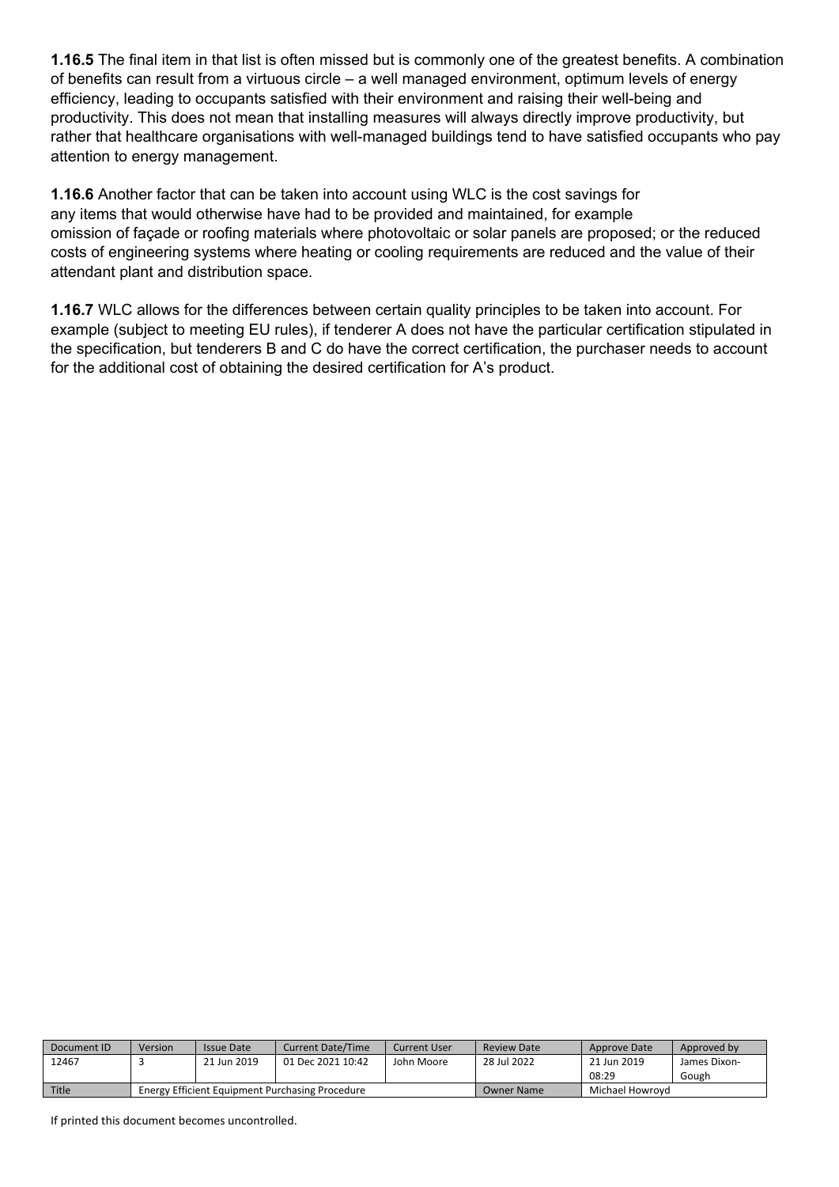**1.16.5** The final item in that list is often missed but is commonly one of the greatest benefits. A combination of benefits can result from a virtuous circle – a well managed environment, optimum levels of energy efficiency, leading to occupants satisfied with their environment and raising their well-being and productivity. This does not mean that installing measures will always directly improve productivity, but rather that healthcare organisations with well-managed buildings tend to have satisfied occupants who pay attention to energy management.

**1.16.6** Another factor that can be taken into account using WLC is the cost savings for any items that would otherwise have had to be provided and maintained, for example omission of façade or roofing materials where photovoltaic or solar panels are proposed; or the reduced costs of engineering systems where heating or cooling requirements are reduced and the value of their attendant plant and distribution space.

**1.16.7** WLC allows for the differences between certain quality principles to be taken into account. For example (subject to meeting EU rules), if tenderer A does not have the particular certification stipulated in the specification, but tenderers B and C do have the correct certification, the purchaser needs to account for the additional cost of obtaining the desired certification for A's product.